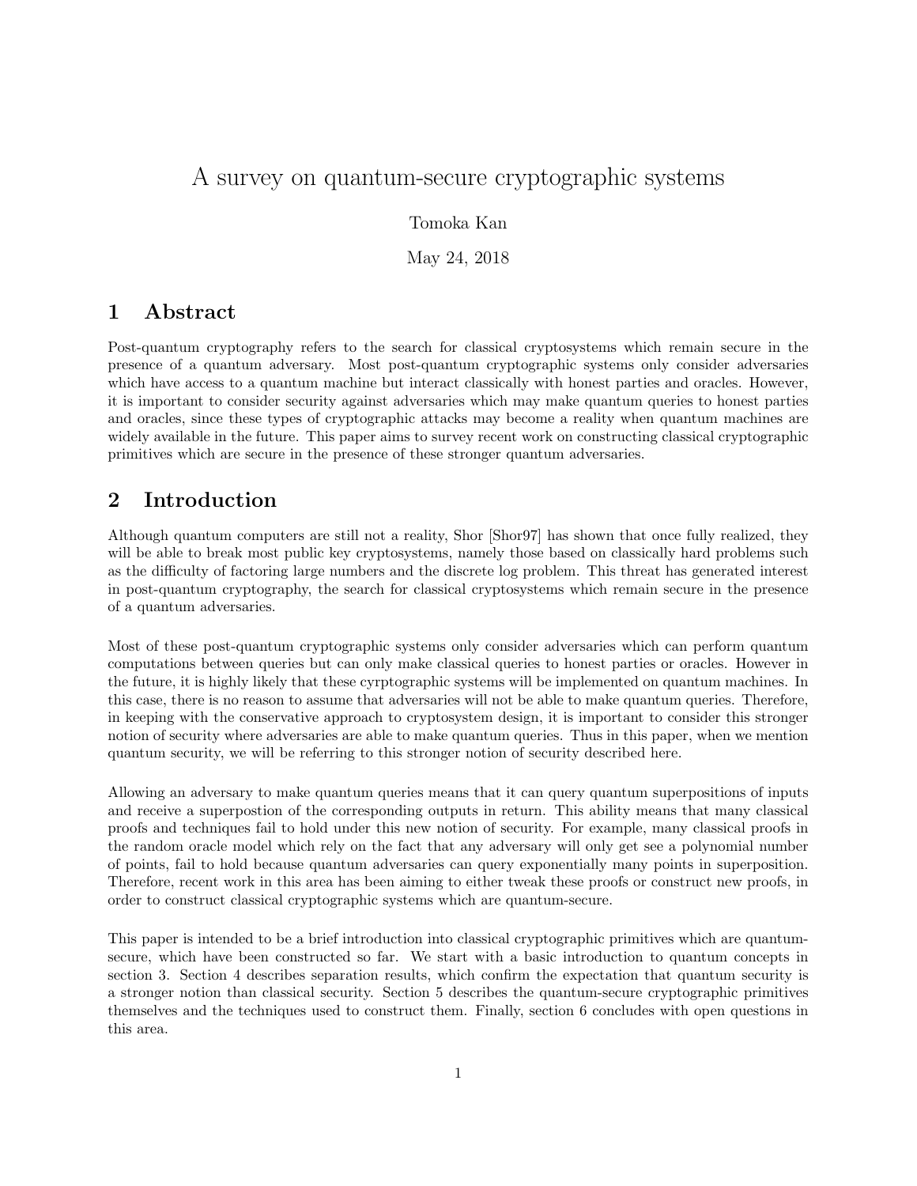# A survey on quantum-secure cryptographic systems

Tomoka Kan

May 24, 2018

## 1 Abstract

Post-quantum cryptography refers to the search for classical cryptosystems which remain secure in the presence of a quantum adversary. Most post-quantum cryptographic systems only consider adversaries which have access to a quantum machine but interact classically with honest parties and oracles. However, it is important to consider security against adversaries which may make quantum queries to honest parties and oracles, since these types of cryptographic attacks may become a reality when quantum machines are widely available in the future. This paper aims to survey recent work on constructing classical cryptographic primitives which are secure in the presence of these stronger quantum adversaries.

## 2 Introduction

Although quantum computers are still not a reality, Shor [Shor97] has shown that once fully realized, they will be able to break most public key cryptosystems, namely those based on classically hard problems such as the difficulty of factoring large numbers and the discrete log problem. This threat has generated interest in post-quantum cryptography, the search for classical cryptosystems which remain secure in the presence of a quantum adversaries.

Most of these post-quantum cryptographic systems only consider adversaries which can perform quantum computations between queries but can only make classical queries to honest parties or oracles. However in the future, it is highly likely that these cyrptographic systems will be implemented on quantum machines. In this case, there is no reason to assume that adversaries will not be able to make quantum queries. Therefore, in keeping with the conservative approach to cryptosystem design, it is important to consider this stronger notion of security where adversaries are able to make quantum queries. Thus in this paper, when we mention quantum security, we will be referring to this stronger notion of security described here.

Allowing an adversary to make quantum queries means that it can query quantum superpositions of inputs and receive a superpostion of the corresponding outputs in return. This ability means that many classical proofs and techniques fail to hold under this new notion of security. For example, many classical proofs in the random oracle model which rely on the fact that any adversary will only get see a polynomial number of points, fail to hold because quantum adversaries can query exponentially many points in superposition. Therefore, recent work in this area has been aiming to either tweak these proofs or construct new proofs, in order to construct classical cryptographic systems which are quantum-secure.

This paper is intended to be a brief introduction into classical cryptographic primitives which are quantum-secure, which have been constructed so far. We start with a basic introduction to quantum concepts in section 3. Section 4 describes separation results, which confirm the expectation that quantum security is a stronger notion than classical security. Section 5 describes the quantum-secure cryptographic primitives themselves and the techniques used to construct them. Finally, section 6 concludes with open questions in this area.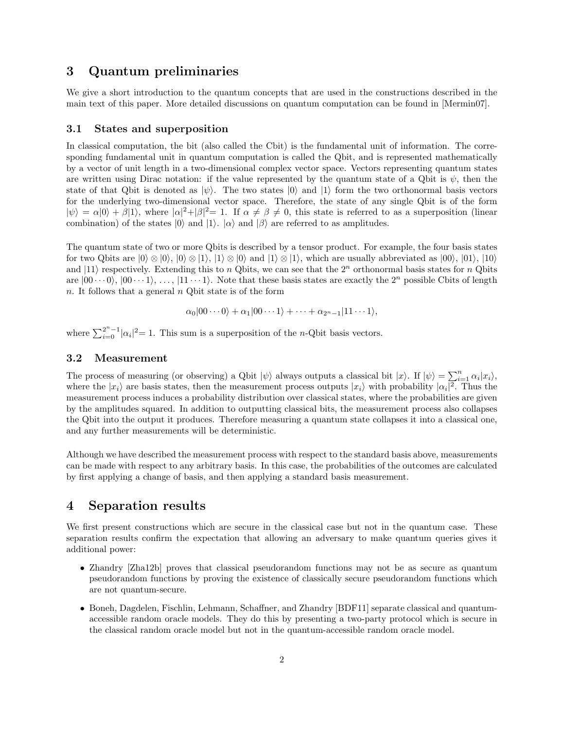## 3 Quantum preliminaries

We give a short introduction to the quantum concepts that are used in the constructions described in the main text of this paper. More detailed discussions on quantum computation can be found in [Mermin07].

### 3.1 States and superposition

In classical computation, the bit (also called the Cbit) is the fundamental unit of information. The corresponding fundamental unit in quantum computation is called the Qbit, and is represented mathematically by a vector of unit length in a two-dimensional complex vector space. Vectors representing quantum states are written using Dirac notation: if the value represented by the quantum state of a Qbit is $\psi$, then the state of that Qbit is denoted as $|\psi\rangle$. The two states $|0\rangle$ and $|1\rangle$ form the two orthonormal basis vectors for the underlying two-dimensional vector space. Therefore, the state of any single Qbit is of the form $|\psi\rangle = \alpha|0\rangle + \beta|1\rangle$, where $|\alpha|^2+|\beta|^2= 1$. If $\alpha \neq \beta \neq 0$, this state is referred to as a superposition (linear combination) of the states $|0\rangle$ and $|1\rangle$. $|\alpha\rangle$ and $|\beta\rangle$ are referred to as amplitudes.

The quantum state of two or more Qbits is described by a tensor product. For example, the four basis states for two Qbits are $|0\rangle \otimes |0\rangle$, $|0\rangle \otimes |1\rangle$, $|1\rangle \otimes |0\rangle$ and $|1\rangle \otimes |1\rangle$, which are usually abbreviated as $|00\rangle$, $|01\rangle$, $|10\rangle$ and $|11\rangle$ respectively. Extending this to $n$ Qbits, we can see that the $2^n$ orthonormal basis states for $n$ Qbits are $|00\cdots 0\rangle$, $|00\cdots 1\rangle$, $\ldots$, $|11\cdots 1\rangle$. Note that these basis states are exactly the $2^n$ possible Cbits of length $n$. It follows that a general $n$ Qbit state is of the form

$$\alpha_0|00\cdots 0\rangle + \alpha_1|00\cdots 1\rangle + \cdots + \alpha_{2^n-1}|11\cdots 1\rangle,$$

where $\sum_{i=0}^{2^n-1}|\alpha_i|^2= 1$. This sum is a superposition of the $n$-Qbit basis vectors.

### 3.2 Measurement

The process of measuring (or observing) a Qbit $|\psi\rangle$ always outputs a classical bit $|x\rangle$. If $|\psi\rangle = \sum_{i=1}^{n} \alpha_i |x_i\rangle$, where the $|x_i\rangle$ are basis states, then the measurement process outputs $|x_i\rangle$ with probability $|\alpha_i|^2$. Thus the measurement process induces a probability distribution over classical states, where the probabilities are given by the amplitudes squared. In addition to outputting classical bits, the measurement process also collapses the Qbit into the output it produces. Therefore measuring a quantum state collapses it into a classical one, and any further measurements will be deterministic.

Although we have described the measurement process with respect to the standard basis above, measurements can be made with respect to any arbitrary basis. In this case, the probabilities of the outcomes are calculated by first applying a change of basis, and then applying a standard basis measurement.

## 4 Separation results

We first present constructions which are secure in the classical case but not in the quantum case. These separation results confirm the expectation that allowing an adversary to make quantum queries gives it additional power:

- Zhandry [Zha12b] proves that classical pseudorandom functions may not be as secure as quantum pseudorandom functions by proving the existence of classically secure pseudorandom functions which are not quantum-secure.
- Boneh, Dagdelen, Fischlin, Lehmann, Schaffner, and Zhandry [BDF11] separate classical and quantum-accessible random oracle models. They do this by presenting a two-party protocol which is secure in the classical random oracle model but not in the quantum-accessible random oracle model.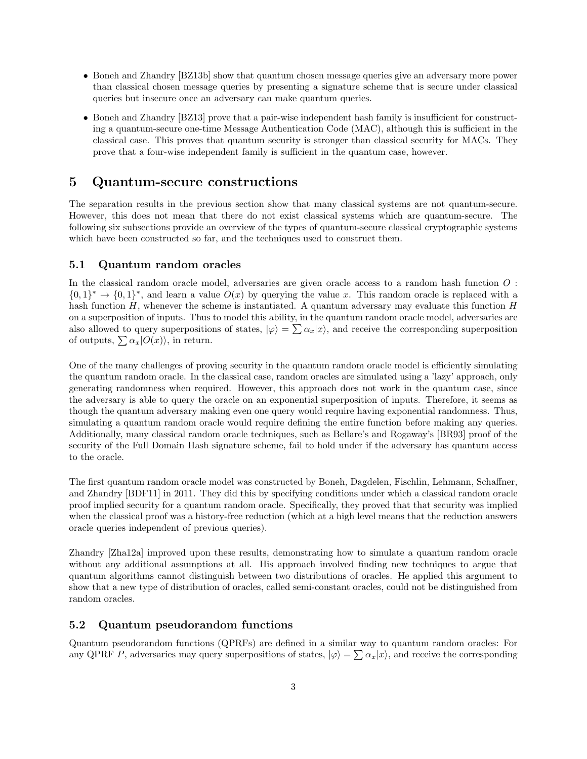- Boneh and Zhandry [BZ13b] show that quantum chosen message queries give an adversary more power than classical chosen message queries by presenting a signature scheme that is secure under classical queries but insecure once an adversary can make quantum queries.
- Boneh and Zhandry [BZ13] prove that a pair-wise independent hash family is insufficient for constructing a quantum-secure one-time Message Authentication Code (MAC), although this is sufficient in the classical case. This proves that quantum security is stronger than classical security for MACs. They prove that a four-wise independent family is sufficient in the quantum case, however.

# 5 Quantum-secure constructions

The separation results in the previous section show that many classical systems are not quantum-secure. However, this does not mean that there do not exist classical systems which are quantum-secure. The following six subsections provide an overview of the types of quantum-secure classical cryptographic systems which have been constructed so far, and the techniques used to construct them.

## 5.1 Quantum random oracles

In the classical random oracle model, adversaries are given oracle access to a random hash function $O : \{0,1\}^* \to \{0,1\}^*$, and learn a value $O(x)$ by querying the value $x$. This random oracle is replaced with a hash function $H$, whenever the scheme is instantiated. A quantum adversary may evaluate this function $H$ on a superposition of inputs. Thus to model this ability, in the quantum random oracle model, adversaries are also allowed to query superpositions of states, $|\varphi\rangle = \sum \alpha_x |x\rangle$, and receive the corresponding superposition of outputs, $\sum \alpha_x |O(x)\rangle$, in return.

One of the many challenges of proving security in the quantum random oracle model is efficiently simulating the quantum random oracle. In the classical case, random oracles are simulated using a 'lazy' approach, only generating randomness when required. However, this approach does not work in the quantum case, since the adversary is able to query the oracle on an exponential superposition of inputs. Therefore, it seems as though the quantum adversary making even one query would require having exponential randomness. Thus, simulating a quantum random oracle would require defining the entire function before making any queries. Additionally, many classical random oracle techniques, such as Bellare's and Rogaway's [BR93] proof of the security of the Full Domain Hash signature scheme, fail to hold under if the adversary has quantum access to the oracle.

The first quantum random oracle model was constructed by Boneh, Dagdelen, Fischlin, Lehmann, Schaffner, and Zhandry [BDF11] in 2011. They did this by specifying conditions under which a classical random oracle proof implied security for a quantum random oracle. Specifically, they proved that that security was implied when the classical proof was a history-free reduction (which at a high level means that the reduction answers oracle queries independent of previous queries).

Zhandry [Zha12a] improved upon these results, demonstrating how to simulate a quantum random oracle without any additional assumptions at all. His approach involved finding new techniques to argue that quantum algorithms cannot distinguish between two distributions of oracles. He applied this argument to show that a new type of distribution of oracles, called semi-constant oracles, could not be distinguished from random oracles.

## 5.2 Quantum pseudorandom functions

Quantum pseudorandom functions (QPRFs) are defined in a similar way to quantum random oracles: For any QPRF $P$, adversaries may query superpositions of states, $|\varphi\rangle = \sum \alpha_x |x\rangle$, and receive the corresponding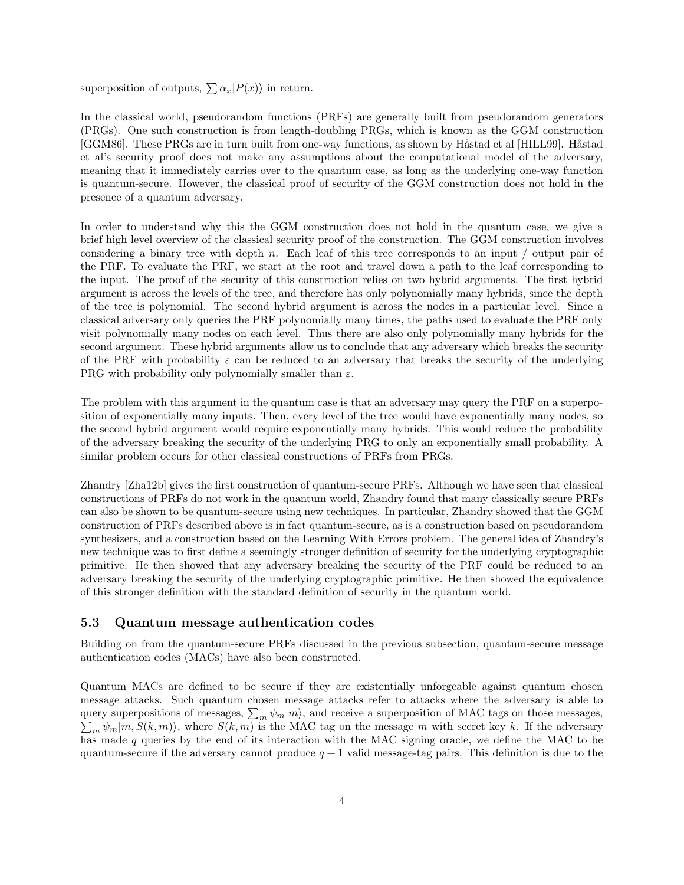superposition of outputs, $\sum \alpha_x |P(x)\rangle$ in return.

In the classical world, pseudorandom functions (PRFs) are generally built from pseudorandom generators (PRGs). One such construction is from length-doubling PRGs, which is known as the GGM construction [GGM86]. These PRGs are in turn built from one-way functions, as shown by Håstad et al [HILL99]. Håstad et al's security proof does not make any assumptions about the computational model of the adversary, meaning that it immediately carries over to the quantum case, as long as the underlying one-way function is quantum-secure. However, the classical proof of security of the GGM construction does not hold in the presence of a quantum adversary.

In order to understand why this the GGM construction does not hold in the quantum case, we give a brief high level overview of the classical security proof of the construction. The GGM construction involves considering a binary tree with depth $n$. Each leaf of this tree corresponds to an input / output pair of the PRF. To evaluate the PRF, we start at the root and travel down a path to the leaf corresponding to the input. The proof of the security of this construction relies on two hybrid arguments. The first hybrid argument is across the levels of the tree, and therefore has only polynomially many hybrids, since the depth of the tree is polynomial. The second hybrid argument is across the nodes in a particular level. Since a classical adversary only queries the PRF polynomially many times, the paths used to evaluate the PRF only visit polynomially many nodes on each level. Thus there are also only polynomially many hybrids for the second argument. These hybrid arguments allow us to conclude that any adversary which breaks the security of the PRF with probability $\varepsilon$ can be reduced to an adversary that breaks the security of the underlying PRG with probability only polynomially smaller than $\varepsilon$.

The problem with this argument in the quantum case is that an adversary may query the PRF on a superposition of exponentially many inputs. Then, every level of the tree would have exponentially many nodes, so the second hybrid argument would require exponentially many hybrids. This would reduce the probability of the adversary breaking the security of the underlying PRG to only an exponentially small probability. A similar problem occurs for other classical constructions of PRFs from PRGs.

Zhandry [Zha12b] gives the first construction of quantum-secure PRFs. Although we have seen that classical constructions of PRFs do not work in the quantum world, Zhandry found that many classically secure PRFs can also be shown to be quantum-secure using new techniques. In particular, Zhandry showed that the GGM construction of PRFs described above is in fact quantum-secure, as is a construction based on pseudorandom synthesizers, and a construction based on the Learning With Errors problem. The general idea of Zhandry's new technique was to first define a seemingly stronger definition of security for the underlying cryptographic primitive. He then showed that any adversary breaking the security of the PRF could be reduced to an adversary breaking the security of the underlying cryptographic primitive. He then showed the equivalence of this stronger definition with the standard definition of security in the quantum world.

### 5.3 Quantum message authentication codes

Building on from the quantum-secure PRFs discussed in the previous subsection, quantum-secure message authentication codes (MACs) have also been constructed.

Quantum MACs are defined to be secure if they are existentially unforgeable against quantum chosen message attacks. Such quantum chosen message attacks refer to attacks where the adversary is able to query superpositions of messages, $\sum_m \psi_m |m\rangle$, and receive a superposition of MAC tags on those messages, $\sum_m \psi_m |m, S(k, m)\rangle$, where $S(k, m)$ is the MAC tag on the message $m$ with secret key $k$. If the adversary has made $q$ queries by the end of its interaction with the MAC signing oracle, we define the MAC to be quantum-secure if the adversary cannot produce $q + 1$ valid message-tag pairs. This definition is due to the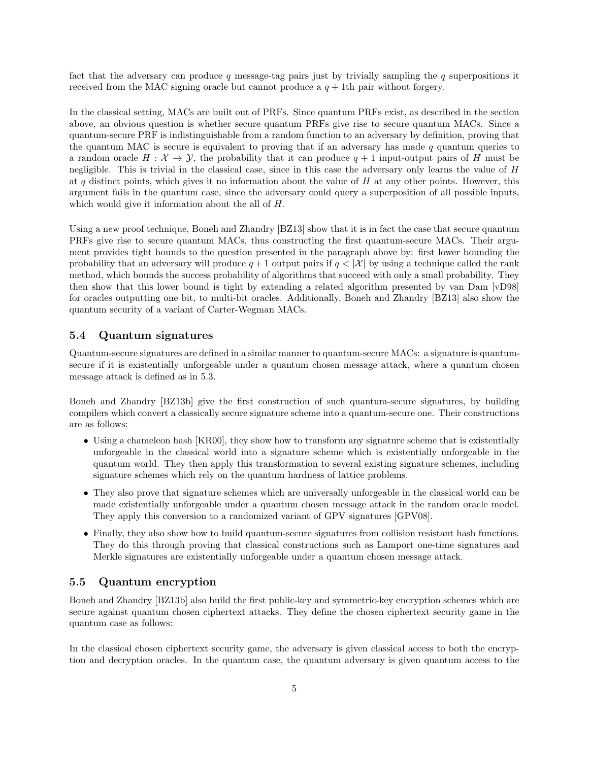fact that the adversary can produce $q$ message-tag pairs just by trivially sampling the $q$ superpositions it received from the MAC signing oracle but cannot produce a $q+1$th pair without forgery.

In the classical setting, MACs are built out of PRFs. Since quantum PRFs exist, as described in the section above, an obvious question is whether secure quantum PRFs give rise to secure quantum MACs. Since a quantum-secure PRF is indistinguishable from a random function to an adversary by definition, proving that the quantum MAC is secure is equivalent to proving that if an adversary has made $q$ quantum queries to a random oracle $H : \mathcal{X} \to \mathcal{Y}$, the probability that it can produce $q+1$ input-output pairs of $H$ must be negligible. This is trivial in the classical case, since in this case the adversary only learns the value of $H$ at $q$ distinct points, which gives it no information about the value of $H$ at any other points. However, this argument fails in the quantum case, since the adversary could query a superposition of all possible inputs, which would give it information about the all of $H$.

Using a new proof technique, Boneh and Zhandry [BZ13] show that it is in fact the case that secure quantum PRFs give rise to secure quantum MACs, thus constructing the first quantum-secure MACs. Their argument provides tight bounds to the question presented in the paragraph above by: first lower bounding the probability that an adversary will produce $q+1$ output pairs if $q < |\mathcal{X}|$ by using a technique called the rank method, which bounds the success probability of algorithms that succeed with only a small probability. They then show that this lower bound is tight by extending a related algorithm presented by van Dam [vD98] for oracles outputting one bit, to multi-bit oracles. Additionally, Boneh and Zhandry [BZ13] also show the quantum security of a variant of Carter-Wegman MACs.

## 5.4 Quantum signatures

Quantum-secure signatures are defined in a similar manner to quantum-secure MACs: a signature is quantum-secure if it is existentially unforgeable under a quantum chosen message attack, where a quantum chosen message attack is defined as in 5.3.

Boneh and Zhandry [BZ13b] give the first construction of such quantum-secure signatures, by building compilers which convert a classically secure signature scheme into a quantum-secure one. Their constructions are as follows:

- Using a chameleon hash [KR00], they show how to transform any signature scheme that is existentially unforgeable in the classical world into a signature scheme which is existentially unforgeable in the quantum world. They then apply this transformation to several existing signature schemes, including signature schemes which rely on the quantum hardness of lattice problems.
- They also prove that signature schemes which are universally unforgeable in the classical world can be made existentially unforgeable under a quantum chosen message attack in the random oracle model. They apply this conversion to a randomized variant of GPV signatures [GPV08].
- Finally, they also show how to build quantum-secure signatures from collision resistant hash functions. They do this through proving that classical constructions such as Lamport one-time signatures and Merkle signatures are existentially unforgeable under a quantum chosen message attack.

## 5.5 Quantum encryption

Boneh and Zhandry [BZ13b] also build the first public-key and symmetric-key encryption schemes which are secure against quantum chosen ciphertext attacks. They define the chosen ciphertext security game in the quantum case as follows:

In the classical chosen ciphertext security game, the adversary is given classical access to both the encryption and decryption oracles. In the quantum case, the quantum adversary is given quantum access to the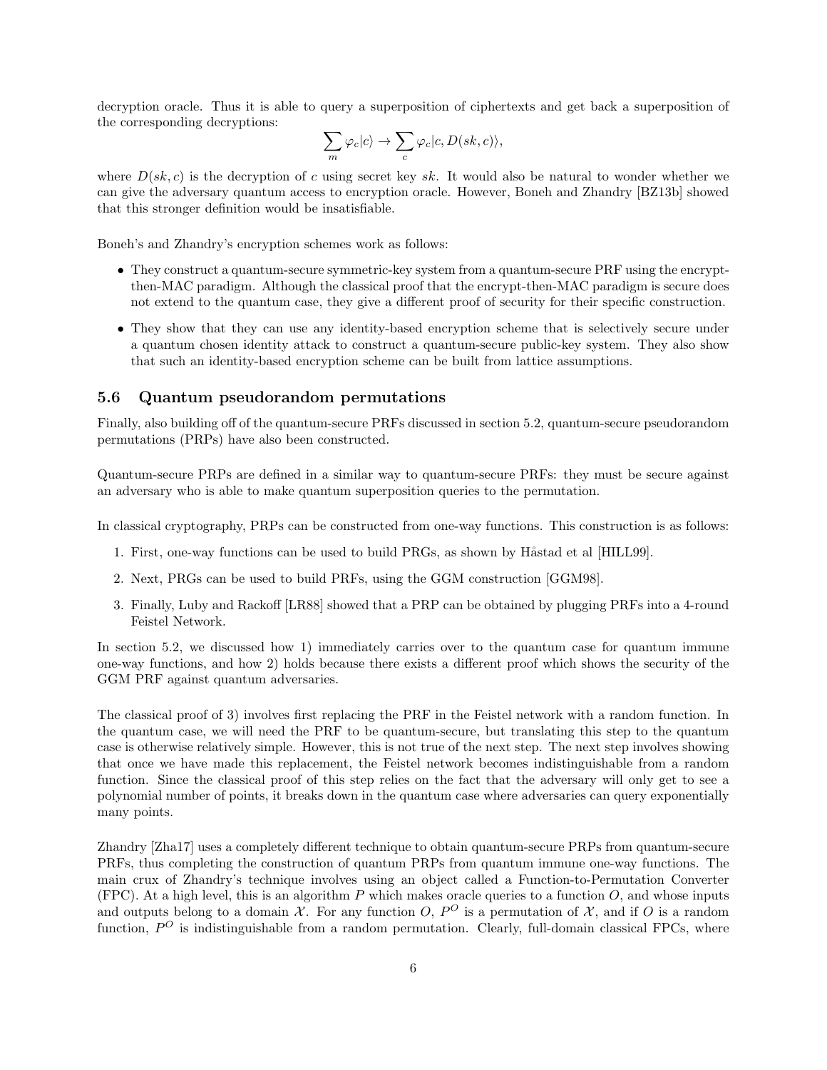decryption oracle. Thus it is able to query a superposition of ciphertexts and get back a superposition of the corresponding decryptions:

$$\sum_m \varphi_c |c\rangle \rightarrow \sum_c \varphi_c |c, D(sk, c)\rangle,$$

where $D(sk, c)$ is the decryption of $c$ using secret key $sk$. It would also be natural to wonder whether we can give the adversary quantum access to encryption oracle. However, Boneh and Zhandry [BZ13b] showed that this stronger definition would be insatisfiable.

Boneh's and Zhandry's encryption schemes work as follows:

- They construct a quantum-secure symmetric-key system from a quantum-secure PRF using the encrypt-then-MAC paradigm. Although the classical proof that the encrypt-then-MAC paradigm is secure does not extend to the quantum case, they give a different proof of security for their specific construction.
- They show that they can use any identity-based encryption scheme that is selectively secure under a quantum chosen identity attack to construct a quantum-secure public-key system. They also show that such an identity-based encryption scheme can be built from lattice assumptions.

## 5.6 Quantum pseudorandom permutations

Finally, also building off of the quantum-secure PRFs discussed in section 5.2, quantum-secure pseudorandom permutations (PRPs) have also been constructed.

Quantum-secure PRPs are defined in a similar way to quantum-secure PRFs: they must be secure against an adversary who is able to make quantum superposition queries to the permutation.

In classical cryptography, PRPs can be constructed from one-way functions. This construction is as follows:

1. First, one-way functions can be used to build PRGs, as shown by Håstad et al [HILL99].
2. Next, PRGs can be used to build PRFs, using the GGM construction [GGM98].
3. Finally, Luby and Rackoff [LR88] showed that a PRP can be obtained by plugging PRFs into a 4-round Feistel Network.

In section 5.2, we discussed how 1) immediately carries over to the quantum case for quantum immune one-way functions, and how 2) holds because there exists a different proof which shows the security of the GGM PRF against quantum adversaries.

The classical proof of 3) involves first replacing the PRF in the Feistel network with a random function. In the quantum case, we will need the PRF to be quantum-secure, but translating this step to the quantum case is otherwise relatively simple. However, this is not true of the next step. The next step involves showing that once we have made this replacement, the Feistel network becomes indistinguishable from a random function. Since the classical proof of this step relies on the fact that the adversary will only get to see a polynomial number of points, it breaks down in the quantum case where adversaries can query exponentially many points.

Zhandry [Zha17] uses a completely different technique to obtain quantum-secure PRPs from quantum-secure PRFs, thus completing the construction of quantum PRPs from quantum immune one-way functions. The main crux of Zhandry's technique involves using an object called a Function-to-Permutation Converter (FPC). At a high level, this is an algorithm $P$ which makes oracle queries to a function $O$, and whose inputs and outputs belong to a domain $\mathcal{X}$. For any function $O$, $P^O$ is a permutation of $\mathcal{X}$, and if $O$ is a random function, $P^O$ is indistinguishable from a random permutation. Clearly, full-domain classical FPCs, where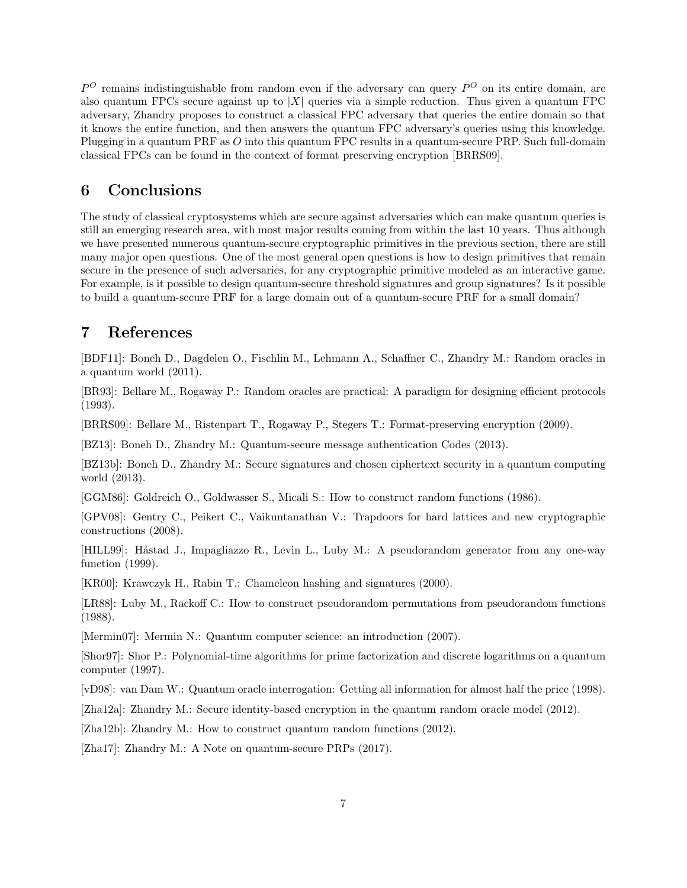$P^O$ remains indistinguishable from random even if the adversary can query $P^O$ on its entire domain, are also quantum FPCs secure against up to $|X|$ queries via a simple reduction. Thus given a quantum FPC adversary, Zhandry proposes to construct a classical FPC adversary that queries the entire domain so that it knows the entire function, and then answers the quantum FPC adversary's queries using this knowledge. Plugging in a quantum PRF as $O$ into this quantum FPC results in a quantum-secure PRP. Such full-domain classical FPCs can be found in the context of format preserving encryption [BRRS09].

## 6 Conclusions

The study of classical cryptosystems which are secure against adversaries which can make quantum queries is still an emerging research area, with most major results coming from within the last 10 years. Thus although we have presented numerous quantum-secure cryptographic primitives in the previous section, there are still many major open questions. One of the most general open questions is how to design primitives that remain secure in the presence of such adversaries, for any cryptographic primitive modeled as an interactive game. For example, is it possible to design quantum-secure threshold signatures and group signatures? Is it possible to build a quantum-secure PRF for a large domain out of a quantum-secure PRF for a small domain?

## 7 References

[BDF11]: Boneh D., Dagdelen O., Fischlin M., Lehmann A., Schaffner C., Zhandry M.: Random oracles in a quantum world (2011).

[BR93]: Bellare M., Rogaway P.: Random oracles are practical: A paradigm for designing efficient protocols (1993).

[BRRS09]: Bellare M., Ristenpart T., Rogaway P., Stegers T.: Format-preserving encryption (2009).

[BZ13]: Boneh D., Zhandry M.: Quantum-secure message authentication Codes (2013).

[BZ13b]: Boneh D., Zhandry M.: Secure signatures and chosen ciphertext security in a quantum computing world (2013).

[GGM86]: Goldreich O., Goldwasser S., Micali S.: How to construct random functions (1986).

[GPV08]: Gentry C., Peikert C., Vaikuntanathan V.: Trapdoors for hard lattices and new cryptographic constructions (2008).

[HILL99]: Håstad J., Impagliazzo R., Levin L., Luby M.: A pseudorandom generator from any one-way function (1999).

[KR00]: Krawczyk H., Rabin T.: Chameleon hashing and signatures (2000).

[LR88]: Luby M., Rackoff C.: How to construct pseudorandom permutations from pseudorandom functions (1988).

[Mermin07]: Mermin N.: Quantum computer science: an introduction (2007).

[Shor97]: Shor P.: Polynomial-time algorithms for prime factorization and discrete logarithms on a quantum computer (1997).

[vD98]: van Dam W.: Quantum oracle interrogation: Getting all information for almost half the price (1998).

[Zha12a]: Zhandry M.: Secure identity-based encryption in the quantum random oracle model (2012).

[Zha12b]: Zhandry M.: How to construct quantum random functions (2012).

[Zha17]: Zhandry M.: A Note on quantum-secure PRPs (2017).